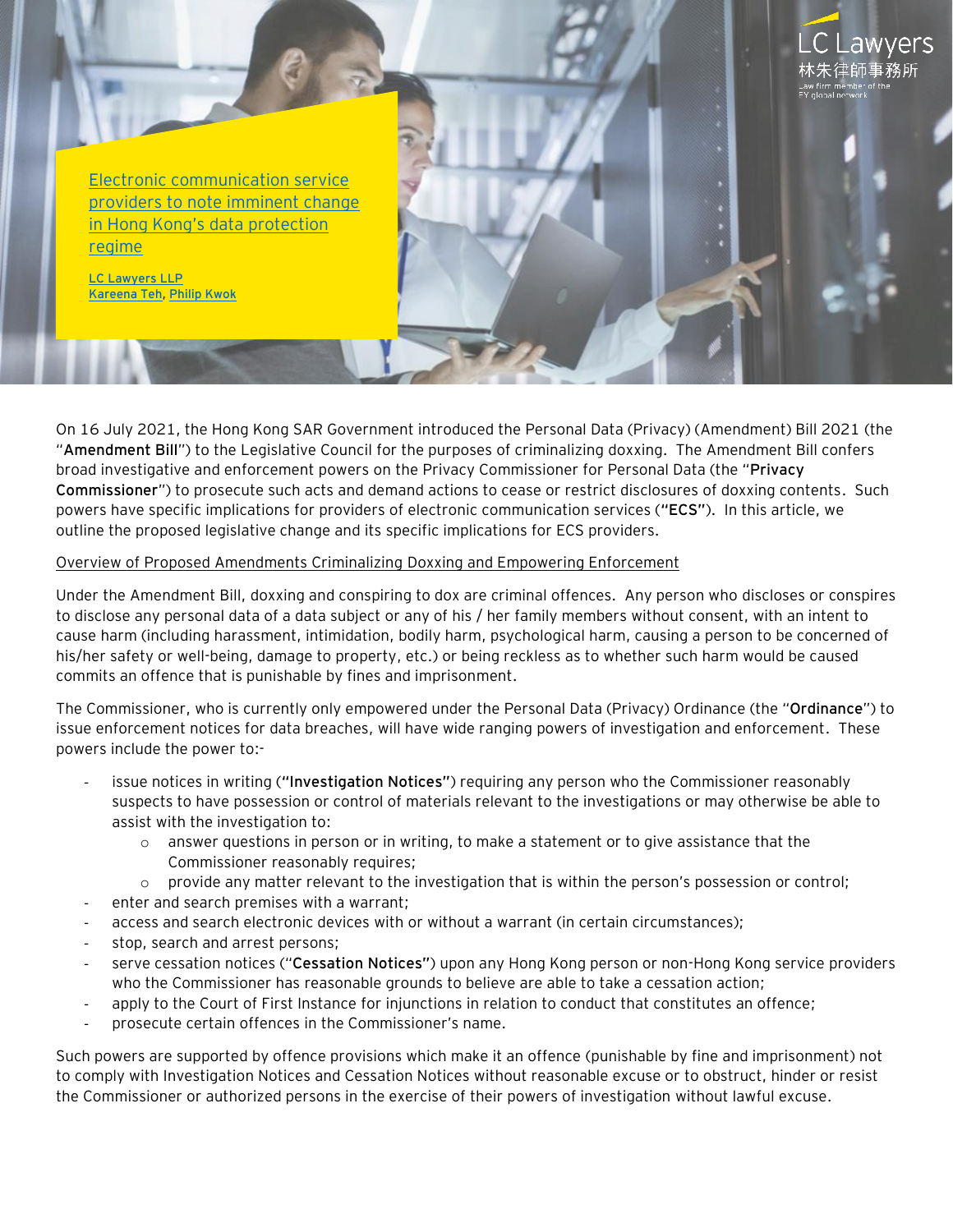# Electronic communication service providers to note imminent change in Hong Kong's data protection regime

LC Lawyers LLP
Kareena Teh, Philip Kwok

On 16 July 2021, the Hong Kong SAR Government introduced the Personal Data (Privacy) (Amendment) Bill 2021 (the "**Amendment Bill**") to the Legislative Council for the purposes of criminalizing doxxing. The Amendment Bill confers broad investigative and enforcement powers on the Privacy Commissioner for Personal Data (the "**Privacy Commissioner**") to prosecute such acts and demand actions to cease or restrict disclosures of doxxing contents. Such powers have specific implications for providers of electronic communication services (**"ECS"**). In this article, we outline the proposed legislative change and its specific implications for ECS providers.

## Overview of Proposed Amendments Criminalizing Doxxing and Empowering Enforcement

Under the Amendment Bill, doxxing and conspiring to dox are criminal offences. Any person who discloses or conspires to disclose any personal data of a data subject or any of his / her family members without consent, with an intent to cause harm (including harassment, intimidation, bodily harm, psychological harm, causing a person to be concerned of his/her safety or well-being, damage to property, etc.) or being reckless as to whether such harm would be caused commits an offence that is punishable by fines and imprisonment.

The Commissioner, who is currently only empowered under the Personal Data (Privacy) Ordinance (the "**Ordinance**") to issue enforcement notices for data breaches, will have wide ranging powers of investigation and enforcement. These powers include the power to:-

- issue notices in writing (**"Investigation Notices"**) requiring any person who the Commissioner reasonably suspects to have possession or control of materials relevant to the investigations or may otherwise be able to assist with the investigation to:
  - answer questions in person or in writing, to make a statement or to give assistance that the Commissioner reasonably requires;
  - provide any matter relevant to the investigation that is within the person's possession or control;
- enter and search premises with a warrant;
- access and search electronic devices with or without a warrant (in certain circumstances);
- stop, search and arrest persons;
- serve cessation notices (**"Cessation Notices"**) upon any Hong Kong person or non-Hong Kong service providers who the Commissioner has reasonable grounds to believe are able to take a cessation action;
- apply to the Court of First Instance for injunctions in relation to conduct that constitutes an offence;
- prosecute certain offences in the Commissioner's name.

Such powers are supported by offence provisions which make it an offence (punishable by fine and imprisonment) not to comply with Investigation Notices and Cessation Notices without reasonable excuse or to obstruct, hinder or resist the Commissioner or authorized persons in the exercise of their powers of investigation without lawful excuse.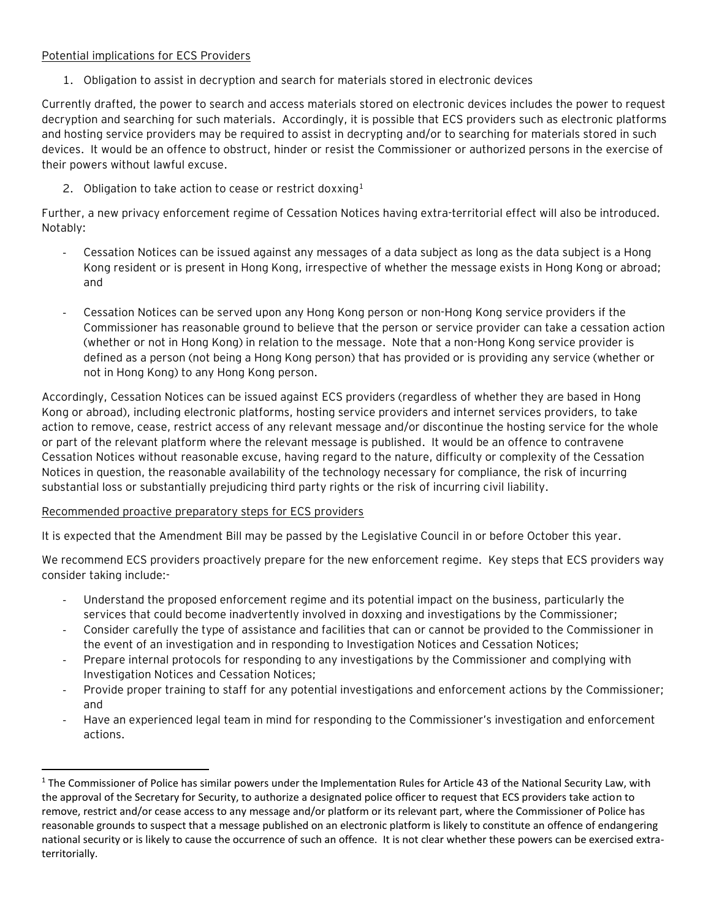Potential implications for ECS Providers

1. Obligation to assist in decryption and search for materials stored in electronic devices

Currently drafted, the power to search and access materials stored on electronic devices includes the power to request decryption and searching for such materials. Accordingly, it is possible that ECS providers such as electronic platforms and hosting service providers may be required to assist in decrypting and/or to searching for materials stored in such devices. It would be an offence to obstruct, hinder or resist the Commissioner or authorized persons in the exercise of their powers without lawful excuse.

2. Obligation to take action to cease or restrict doxxing[1]

Further, a new privacy enforcement regime of Cessation Notices having extra-territorial effect will also be introduced. Notably:

- Cessation Notices can be issued against any messages of a data subject as long as the data subject is a Hong Kong resident or is present in Hong Kong, irrespective of whether the message exists in Hong Kong or abroad; and

- Cessation Notices can be served upon any Hong Kong person or non-Hong Kong service providers if the Commissioner has reasonable ground to believe that the person or service provider can take a cessation action (whether or not in Hong Kong) in relation to the message. Note that a non-Hong Kong service provider is defined as a person (not being a Hong Kong person) that has provided or is providing any service (whether or not in Hong Kong) to any Hong Kong person.

Accordingly, Cessation Notices can be issued against ECS providers (regardless of whether they are based in Hong Kong or abroad), including electronic platforms, hosting service providers and internet services providers, to take action to remove, cease, restrict access of any relevant message and/or discontinue the hosting service for the whole or part of the relevant platform where the relevant message is published. It would be an offence to contravene Cessation Notices without reasonable excuse, having regard to the nature, difficulty or complexity of the Cessation Notices in question, the reasonable availability of the technology necessary for compliance, the risk of incurring substantial loss or substantially prejudicing third party rights or the risk of incurring civil liability.

Recommended proactive preparatory steps for ECS providers

It is expected that the Amendment Bill may be passed by the Legislative Council in or before October this year.

We recommend ECS providers proactively prepare for the new enforcement regime. Key steps that ECS providers way consider taking include:-

- Understand the proposed enforcement regime and its potential impact on the business, particularly the services that could become inadvertently involved in doxxing and investigations by the Commissioner;
- Consider carefully the type of assistance and facilities that can or cannot be provided to the Commissioner in the event of an investigation and in responding to Investigation Notices and Cessation Notices;
- Prepare internal protocols for responding to any investigations by the Commissioner and complying with Investigation Notices and Cessation Notices;
- Provide proper training to staff for any potential investigations and enforcement actions by the Commissioner; and
- Have an experienced legal team in mind for responding to the Commissioner's investigation and enforcement actions.

---

[1] The Commissioner of Police has similar powers under the Implementation Rules for Article 43 of the National Security Law, with the approval of the Secretary for Security, to authorize a designated police officer to request that ECS providers take action to remove, restrict and/or cease access to any message and/or platform or its relevant part, where the Commissioner of Police has reasonable grounds to suspect that a message published on an electronic platform is likely to constitute an offence of endangering national security or is likely to cause the occurrence of such an offence. It is not clear whether these powers can be exercised extra-territorially.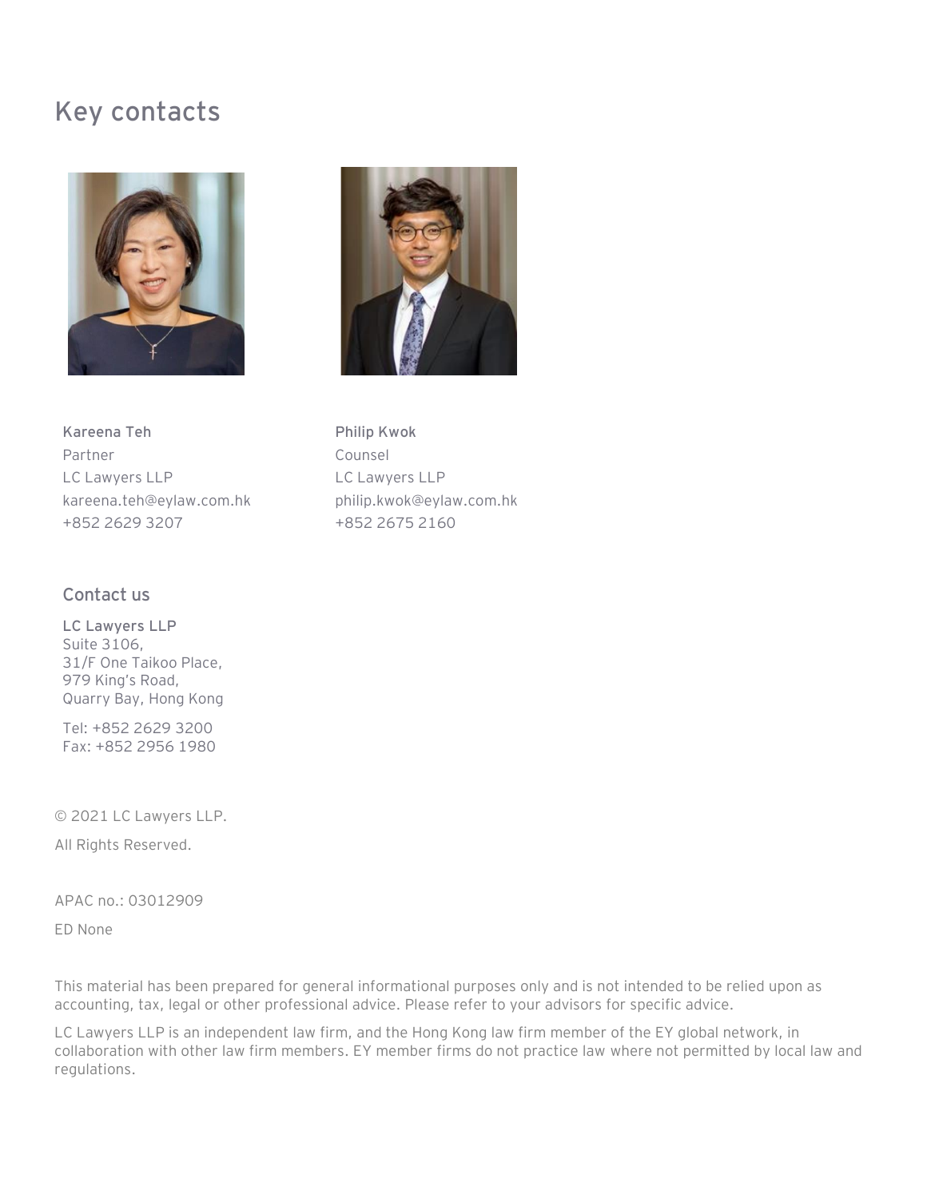## Key contacts

**Kareena Teh**
Partner
LC Lawyers LLP
kareena.teh@eylaw.com.hk
+852 2629 3207

**Philip Kwok**
Counsel
LC Lawyers LLP
philip.kwok@eylaw.com.hk
+852 2675 2160

### Contact us

**LC Lawyers LLP**
Suite 3106,
31/F One Taikoo Place,
979 King's Road,
Quarry Bay, Hong Kong

Tel: +852 2629 3200
Fax: +852 2956 1980

© 2021 LC Lawyers LLP.

All Rights Reserved.

APAC no.: 03012909

ED None

This material has been prepared for general informational purposes only and is not intended to be relied upon as accounting, tax, legal or other professional advice. Please refer to your advisors for specific advice.

LC Lawyers LLP is an independent law firm, and the Hong Kong law firm member of the EY global network, in collaboration with other law firm members. EY member firms do not practice law where not permitted by local law and regulations.